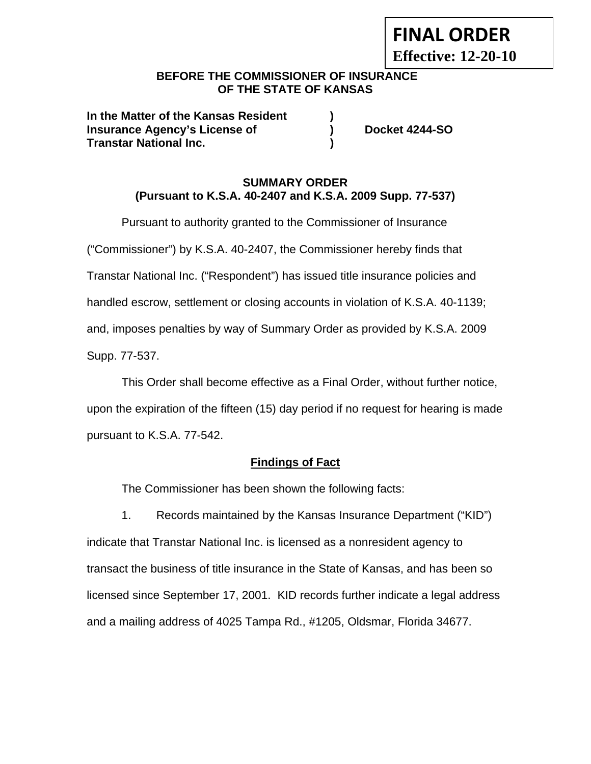**FINAL ORDER**
**Effective: 12-20-10**

**BEFORE THE COMMISSIONER OF INSURANCE**
**OF THE STATE OF KANSAS**

**In the Matter of the Kansas Resident )**
**Insurance Agency's License of ) Docket 4244-SO**
**Transtar National Inc. )**

**SUMMARY ORDER**
**(Pursuant to K.S.A. 40-2407 and K.S.A. 2009 Supp. 77-537)**

Pursuant to authority granted to the Commissioner of Insurance ("Commissioner") by K.S.A. 40-2407, the Commissioner hereby finds that Transtar National Inc. ("Respondent") has issued title insurance policies and handled escrow, settlement or closing accounts in violation of K.S.A. 40-1139; and, imposes penalties by way of Summary Order as provided by K.S.A. 2009 Supp. 77-537.

This Order shall become effective as a Final Order, without further notice, upon the expiration of the fifteen (15) day period if no request for hearing is made pursuant to K.S.A. 77-542.

## Findings of Fact

The Commissioner has been shown the following facts:

1. Records maintained by the Kansas Insurance Department ("KID") indicate that Transtar National Inc. is licensed as a nonresident agency to transact the business of title insurance in the State of Kansas, and has been so licensed since September 17, 2001. KID records further indicate a legal address and a mailing address of 4025 Tampa Rd., #1205, Oldsmar, Florida 34677.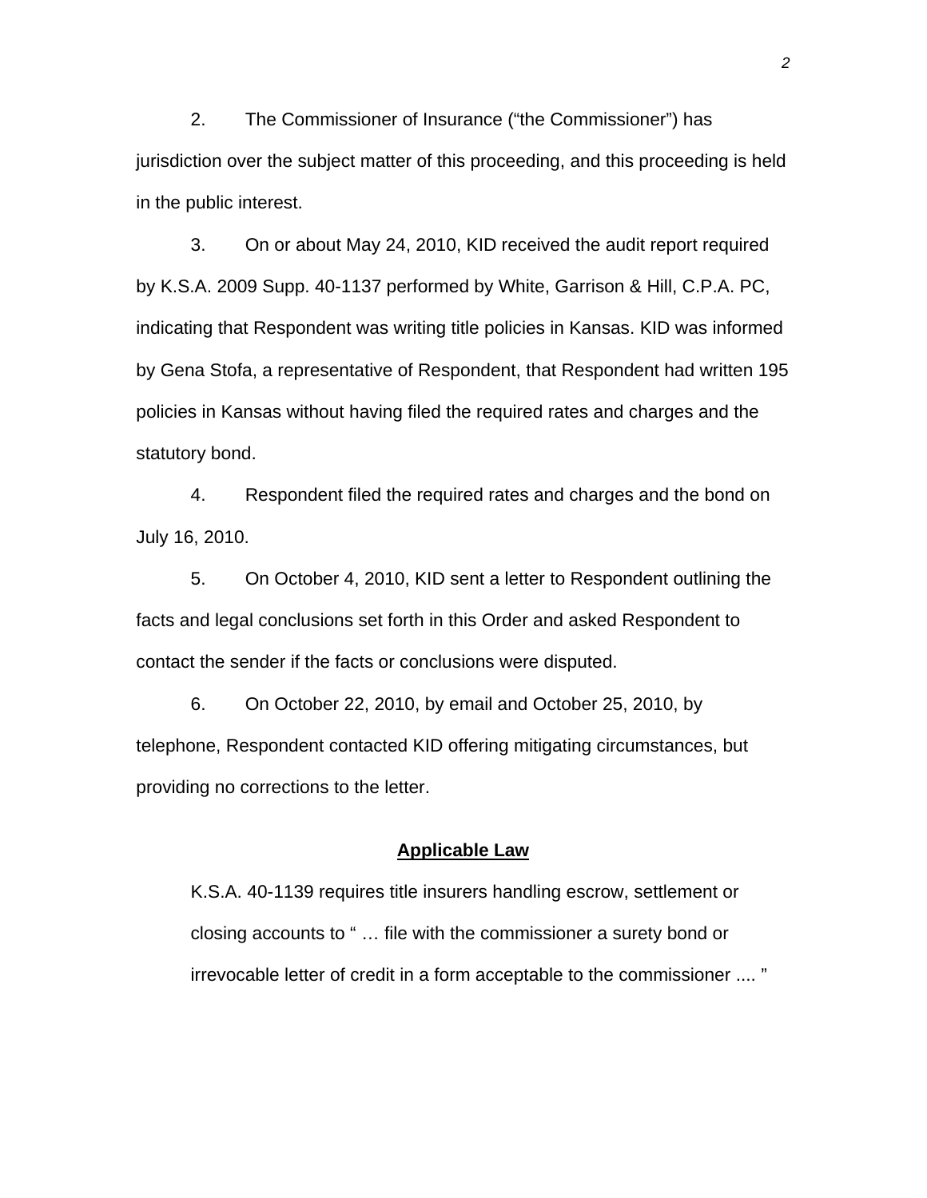2. The Commissioner of Insurance ("the Commissioner") has jurisdiction over the subject matter of this proceeding, and this proceeding is held in the public interest.

3. On or about May 24, 2010, KID received the audit report required by K.S.A. 2009 Supp. 40-1137 performed by White, Garrison & Hill, C.P.A. PC, indicating that Respondent was writing title policies in Kansas. KID was informed by Gena Stofa, a representative of Respondent, that Respondent had written 195 policies in Kansas without having filed the required rates and charges and the statutory bond.

4. Respondent filed the required rates and charges and the bond on July 16, 2010.

5. On October 4, 2010, KID sent a letter to Respondent outlining the facts and legal conclusions set forth in this Order and asked Respondent to contact the sender if the facts or conclusions were disputed.

6. On October 22, 2010, by email and October 25, 2010, by telephone, Respondent contacted KID offering mitigating circumstances, but providing no corrections to the letter.

## Applicable Law

> K.S.A. 40-1139 requires title insurers handling escrow, settlement or closing accounts to " … file with the commissioner a surety bond or irrevocable letter of credit in a form acceptable to the commissioner .... "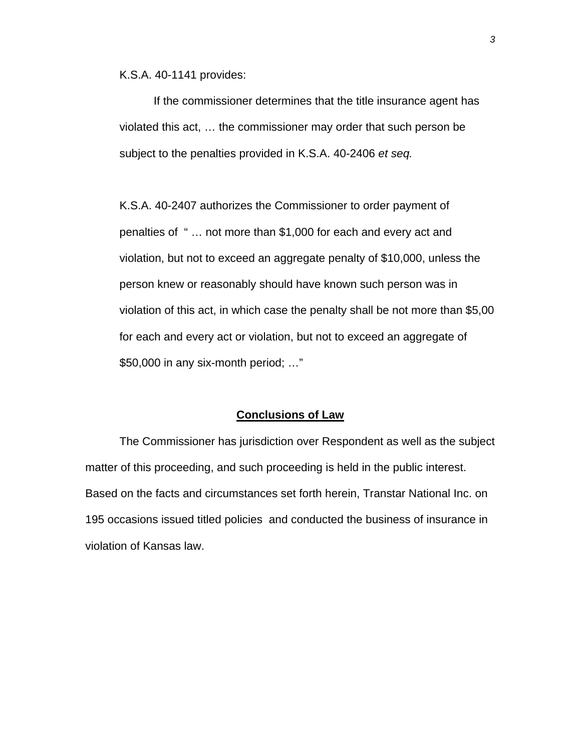K.S.A. 40-1141 provides:

> If the commissioner determines that the title insurance agent has violated this act, … the commissioner may order that such person be subject to the penalties provided in K.S.A. 40-2406 *et seq.*

K.S.A. 40-2407 authorizes the Commissioner to order payment of penalties of " … not more than $1,000 for each and every act and violation, but not to exceed an aggregate penalty of $10,000, unless the person knew or reasonably should have known such person was in violation of this act, in which case the penalty shall be not more than $5,00 for each and every act or violation, but not to exceed an aggregate of $50,000 in any six-month period; …"

## **Conclusions of Law**

The Commissioner has jurisdiction over Respondent as well as the subject matter of this proceeding, and such proceeding is held in the public interest. Based on the facts and circumstances set forth herein, Transtar National Inc. on 195 occasions issued titled policies and conducted the business of insurance in violation of Kansas law.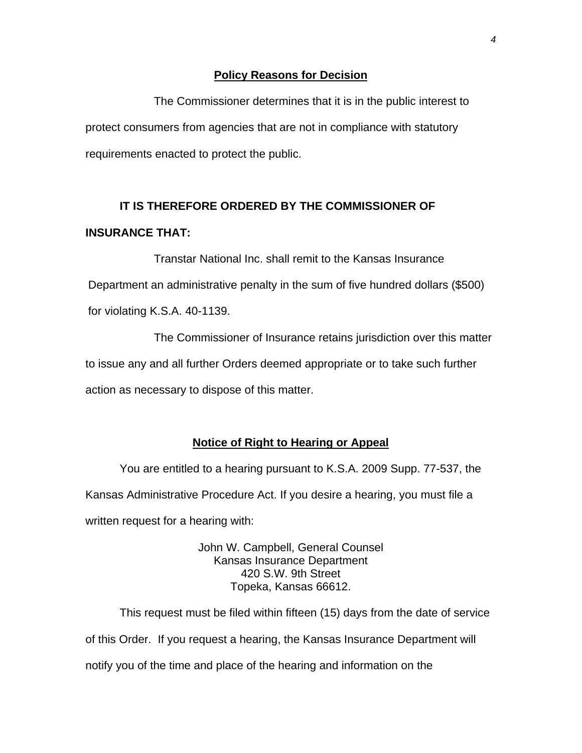## Policy Reasons for Decision

The Commissioner determines that it is in the public interest to protect consumers from agencies that are not in compliance with statutory requirements enacted to protect the public.

**IT IS THEREFORE ORDERED BY THE COMMISSIONER OF INSURANCE THAT:**

Transtar National Inc. shall remit to the Kansas Insurance Department an administrative penalty in the sum of five hundred dollars ($500) for violating K.S.A. 40-1139.

The Commissioner of Insurance retains jurisdiction over this matter to issue any and all further Orders deemed appropriate or to take such further action as necessary to dispose of this matter.

## Notice of Right to Hearing or Appeal

You are entitled to a hearing pursuant to K.S.A. 2009 Supp. 77-537, the Kansas Administrative Procedure Act. If you desire a hearing, you must file a written request for a hearing with:

John W. Campbell, General Counsel
Kansas Insurance Department
420 S.W. 9th Street
Topeka, Kansas 66612.

This request must be filed within fifteen (15) days from the date of service of this Order. If you request a hearing, the Kansas Insurance Department will notify you of the time and place of the hearing and information on the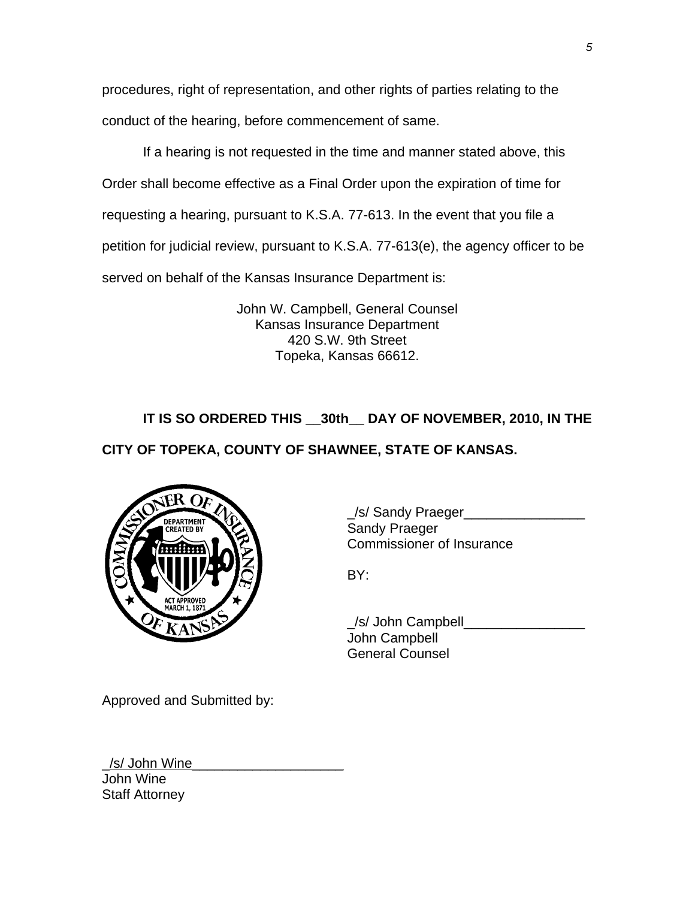procedures, right of representation, and other rights of parties relating to the conduct of the hearing, before commencement of same.

If a hearing is not requested in the time and manner stated above, this Order shall become effective as a Final Order upon the expiration of time for requesting a hearing, pursuant to K.S.A. 77-613. In the event that you file a petition for judicial review, pursuant to K.S.A. 77-613(e), the agency officer to be served on behalf of the Kansas Insurance Department is:

John W. Campbell, General Counsel
Kansas Insurance Department
420 S.W. 9th Street
Topeka, Kansas 66612.

**IT IS SO ORDERED THIS __30th__ DAY OF NOVEMBER, 2010, IN THE CITY OF TOPEKA, COUNTY OF SHAWNEE, STATE OF KANSAS.**

_/s/ Sandy Praeger________________
Sandy Praeger
Commissioner of Insurance

BY:

_/s/ John Campbell________________
John Campbell
General Counsel

Approved and Submitted by:

_/s/ John Wine____________________
John Wine
Staff Attorney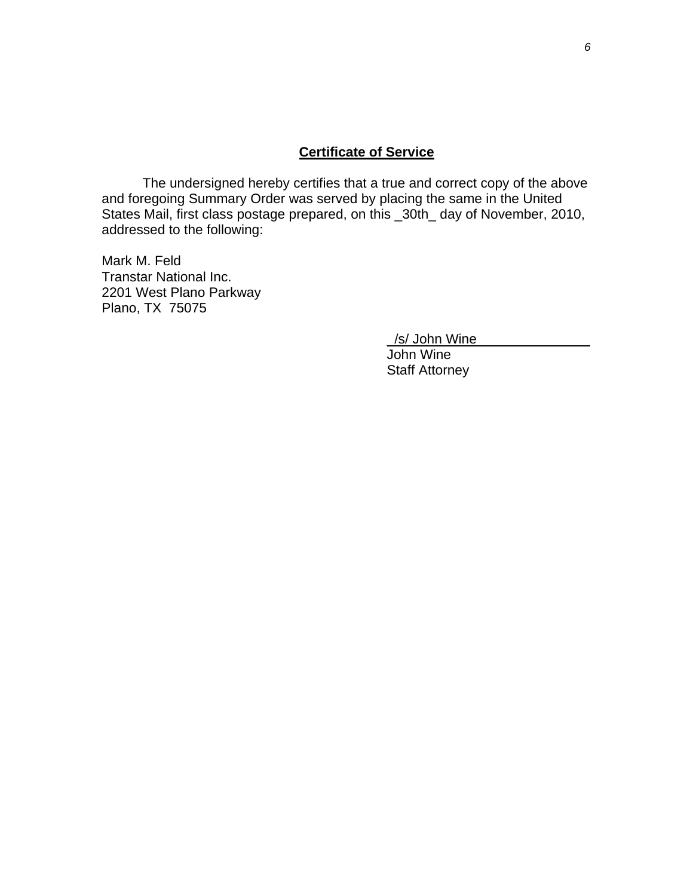**Certificate of Service**

The undersigned hereby certifies that a true and correct copy of the above and foregoing Summary Order was served by placing the same in the United States Mail, first class postage prepared, on this _30th_ day of November, 2010, addressed to the following:

Mark M. Feld
Transtar National Inc.
2201 West Plano Parkway
Plano, TX 75075

/s/ John Wine
John Wine
Staff Attorney